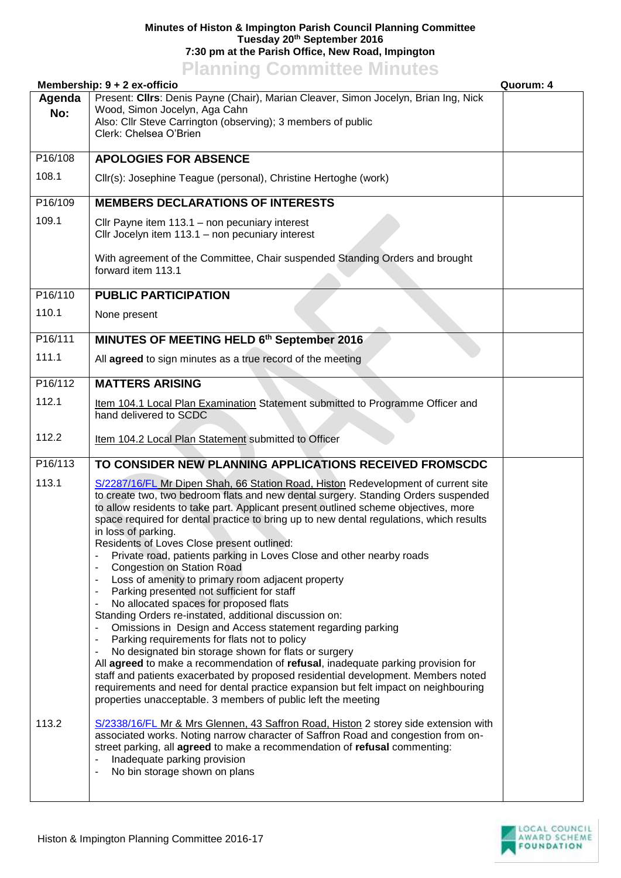**Minutes of Histon & Impington Parish Council Planning Committee**
**Tuesday 20th September 2016**
**7:30 pm at the Parish Office, New Road, Impington**

# Planning Committee Minutes

**Membership: 9 + 2 ex-officio** **Quorum: 4**

| Agenda No: | Present: **Cllrs**: Denis Payne (Chair), Marian Cleaver, Simon Jocelyn, Brian Ing, Nick Wood, Simon Jocelyn, Aga Cahn<br>Also: Cllr Steve Carrington (observing); 3 members of public<br>Clerk: Chelsea O'Brien | |
|---|---|---|
| P16/108 | **APOLOGIES FOR ABSENCE** | |
| 108.1 | Cllr(s): Josephine Teague (personal), Christine Hertoghe (work) | |
| P16/109 | **MEMBERS DECLARATIONS OF INTERESTS** | |
| 109.1 | Cllr Payne item 113.1 – non pecuniary interest<br>Cllr Jocelyn item 113.1 – non pecuniary interest<br><br>With agreement of the Committee, Chair suspended Standing Orders and brought forward item 113.1 | |
| P16/110 | **PUBLIC PARTICIPATION** | |
| 110.1 | None present | |
| P16/111 | **MINUTES OF MEETING HELD 6th September 2016** | |
| 111.1 | All **agreed** to sign minutes as a true record of the meeting | |
| P16/112 | **MATTERS ARISING** | |
| 112.1 | Item 104.1 Local Plan Examination Statement submitted to Programme Officer and hand delivered to SCDC | |
| 112.2 | Item 104.2 Local Plan Statement submitted to Officer | |
| P16/113 | **TO CONSIDER NEW PLANNING APPLICATIONS RECEIVED FROMSCDC** | |
| 113.1 | S/2287/16/FL Mr Dipen Shah, 66 Station Road, Histon Redevelopment of current site to create two, two bedroom flats and new dental surgery. Standing Orders suspended to allow residents to take part. Applicant present outlined scheme objectives, more space required for dental practice to bring up to new dental regulations, which results in loss of parking.<br>Residents of Loves Close present outlined:<br>- Private road, patients parking in Loves Close and other nearby roads<br>- Congestion on Station Road<br>- Loss of amenity to primary room adjacent property<br>- Parking presented not sufficient for staff<br>- No allocated spaces for proposed flats<br>Standing Orders re-instated, additional discussion on:<br>- Omissions in Design and Access statement regarding parking<br>- Parking requirements for flats not to policy<br>- No designated bin storage shown for flats or surgery<br>All **agreed** to make a recommendation of **refusal**, inadequate parking provision for staff and patients exacerbated by proposed residential development. Members noted requirements and need for dental practice expansion but felt impact on neighbouring properties unacceptable. 3 members of public left the meeting | |
| 113.2 | S/2338/16/FL Mr & Mrs Glennen, 43 Saffron Road, Histon 2 storey side extension with associated works. Noting narrow character of Saffron Road and congestion from on-street parking, all **agreed** to make a recommendation of **refusal** commenting:<br>- Inadequate parking provision<br>- No bin storage shown on plans | |

Histon & Impington Planning Committee 2016-17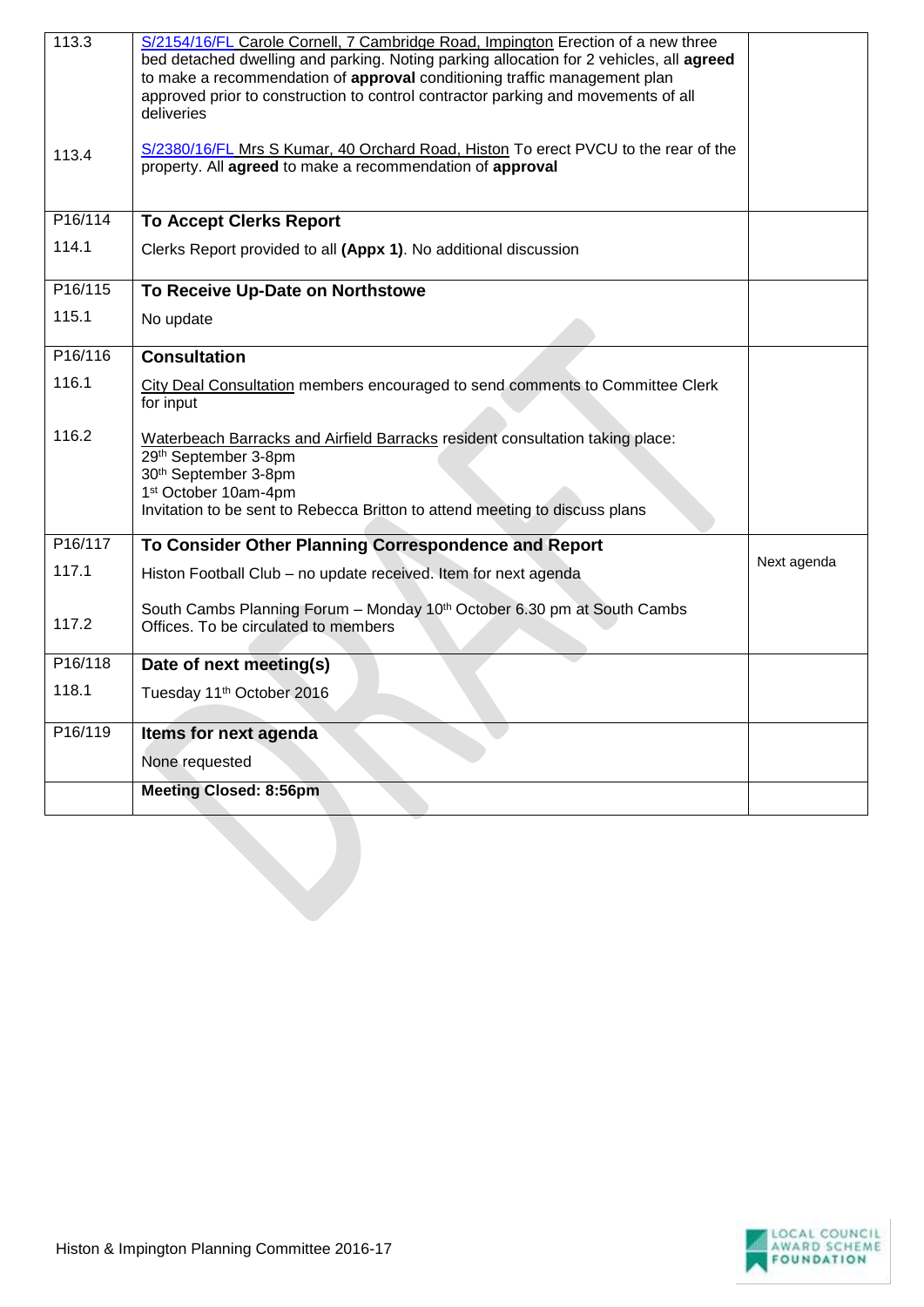| | | |
|---|---|---|
| 113.3 | S/2154/16/FL Carole Cornell, 7 Cambridge Road, Impington Erection of a new three bed detached dwelling and parking. Noting parking allocation for 2 vehicles, all **agreed** to make a recommendation of **approval** conditioning traffic management plan approved prior to construction to control contractor parking and movements of all deliveries | |
| 113.4 | S/2380/16/FL Mrs S Kumar, 40 Orchard Road, Histon To erect PVCU to the rear of the property. All **agreed** to make a recommendation of **approval** | |
| P16/114 | **To Accept Clerks Report** | |
| 114.1 | Clerks Report provided to all **(Appx 1)**. No additional discussion | |
| P16/115 | **To Receive Up-Date on Northstowe** | |
| 115.1 | No update | |
| P16/116 | **Consultation** | |
| 116.1 | City Deal Consultation members encouraged to send comments to Committee Clerk for input | |
| 116.2 | Waterbeach Barracks and Airfield Barracks resident consultation taking place:<br>29th September 3-8pm<br>30th September 3-8pm<br>1st October 10am-4pm<br>Invitation to be sent to Rebecca Britton to attend meeting to discuss plans | |
| P16/117 | **To Consider Other Planning Correspondence and Report** | |
| 117.1 | Histon Football Club – no update received. Item for next agenda | Next agenda |
| 117.2 | South Cambs Planning Forum – Monday 10th October 6.30 pm at South Cambs Offices. To be circulated to members | |
| P16/118 | **Date of next meeting(s)** | |
| 118.1 | Tuesday 11th October 2016 | |
| P16/119 | **Items for next agenda** | |
| | None requested | |
| | **Meeting Closed: 8:56pm** | |

Histon & Impington Planning Committee 2016-17